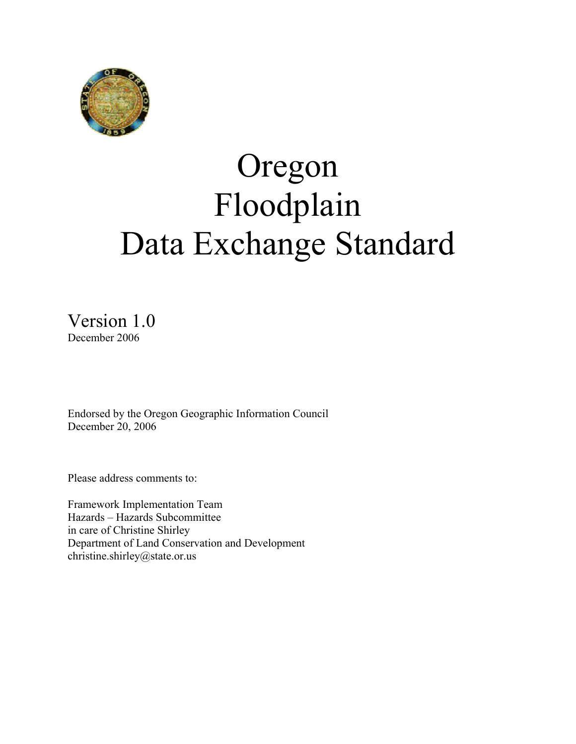# Oregon Floodplain Data Exchange Standard

Version 1.0
December 2006

Endorsed by the Oregon Geographic Information Council
December 20, 2006

Please address comments to:

Framework Implementation Team
Hazards – Hazards Subcommittee
in care of Christine Shirley
Department of Land Conservation and Development
christine.shirley@state.or.us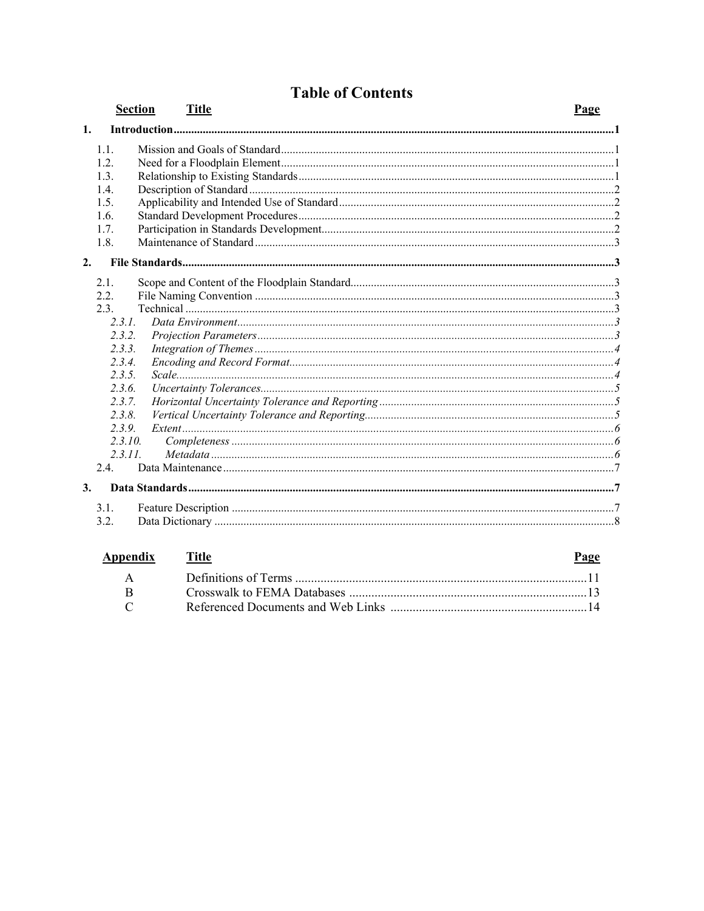# Table of Contents

| Section | Title | Page |
|---|---|---|
| **1.** | **Introduction** | **1** |
| 1.1. | Mission and Goals of Standard | 1 |
| 1.2. | Need for a Floodplain Element | 1 |
| 1.3. | Relationship to Existing Standards | 1 |
| 1.4. | Description of Standard | 2 |
| 1.5. | Applicability and Intended Use of Standard | 2 |
| 1.6. | Standard Development Procedures | 2 |
| 1.7. | Participation in Standards Development | 2 |
| 1.8. | Maintenance of Standard | 3 |
| **2.** | **File Standards** | **3** |
| 2.1. | Scope and Content of the Floodplain Standard | 3 |
| 2.2. | File Naming Convention | 3 |
| 2.3. | Technical | 3 |
| *2.3.1.* | *Data Environment* | *3* |
| *2.3.2.* | *Projection Parameters* | *3* |
| *2.3.3.* | *Integration of Themes* | *4* |
| *2.3.4.* | *Encoding and Record Format* | *4* |
| *2.3.5.* | *Scale* | *4* |
| *2.3.6.* | *Uncertainty Tolerances* | *5* |
| *2.3.7.* | *Horizontal Uncertainty Tolerance and Reporting* | *5* |
| *2.3.8.* | *Vertical Uncertainty Tolerance and Reporting* | *5* |
| *2.3.9.* | *Extent* | *6* |
| *2.3.10.* | *Completeness* | *6* |
| *2.3.11.* | *Metadata* | *6* |
| 2.4. | Data Maintenance | 7 |
| **3.** | **Data Standards** | **7** |
| 3.1. | Feature Description | 7 |
| 3.2. | Data Dictionary | 8 |

| Appendix | Title | Page |
|---|---|---|
| A | Definitions of Terms | 11 |
| B | Crosswalk to FEMA Databases | 13 |
| C | Referenced Documents and Web Links | 14 |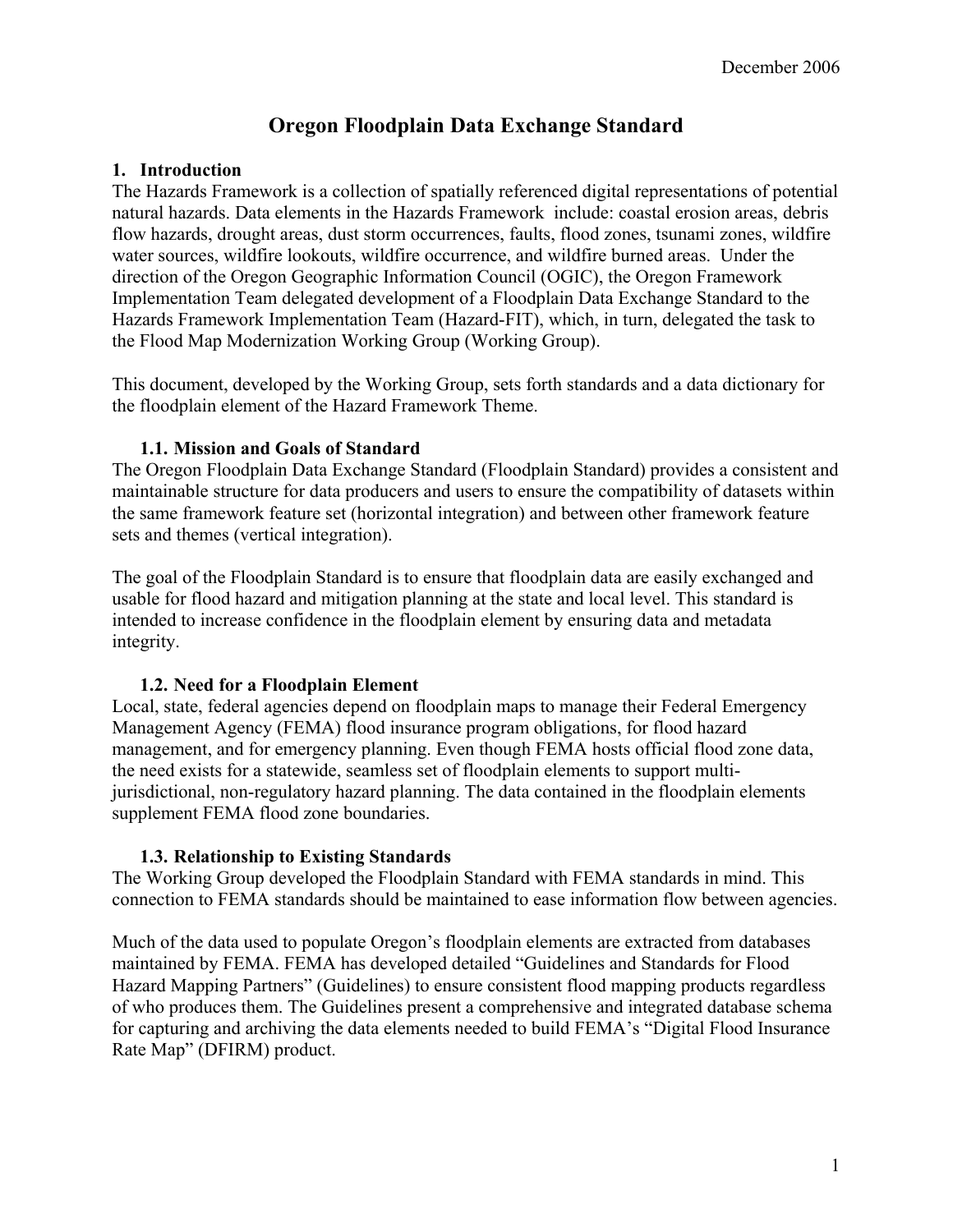December 2006

# Oregon Floodplain Data Exchange Standard

## 1. Introduction

The Hazards Framework is a collection of spatially referenced digital representations of potential natural hazards. Data elements in the Hazards Framework include: coastal erosion areas, debris flow hazards, drought areas, dust storm occurrences, faults, flood zones, tsunami zones, wildfire water sources, wildfire lookouts, wildfire occurrence, and wildfire burned areas. Under the direction of the Oregon Geographic Information Council (OGIC), the Oregon Framework Implementation Team delegated development of a Floodplain Data Exchange Standard to the Hazards Framework Implementation Team (Hazard-FIT), which, in turn, delegated the task to the Flood Map Modernization Working Group (Working Group).

This document, developed by the Working Group, sets forth standards and a data dictionary for the floodplain element of the Hazard Framework Theme.

### 1.1. Mission and Goals of Standard

The Oregon Floodplain Data Exchange Standard (Floodplain Standard) provides a consistent and maintainable structure for data producers and users to ensure the compatibility of datasets within the same framework feature set (horizontal integration) and between other framework feature sets and themes (vertical integration).

The goal of the Floodplain Standard is to ensure that floodplain data are easily exchanged and usable for flood hazard and mitigation planning at the state and local level. This standard is intended to increase confidence in the floodplain element by ensuring data and metadata integrity.

### 1.2. Need for a Floodplain Element

Local, state, federal agencies depend on floodplain maps to manage their Federal Emergency Management Agency (FEMA) flood insurance program obligations, for flood hazard management, and for emergency planning. Even though FEMA hosts official flood zone data, the need exists for a statewide, seamless set of floodplain elements to support multi-jurisdictional, non-regulatory hazard planning. The data contained in the floodplain elements supplement FEMA flood zone boundaries.

### 1.3. Relationship to Existing Standards

The Working Group developed the Floodplain Standard with FEMA standards in mind. This connection to FEMA standards should be maintained to ease information flow between agencies.

Much of the data used to populate Oregon's floodplain elements are extracted from databases maintained by FEMA. FEMA has developed detailed "Guidelines and Standards for Flood Hazard Mapping Partners" (Guidelines) to ensure consistent flood mapping products regardless of who produces them. The Guidelines present a comprehensive and integrated database schema for capturing and archiving the data elements needed to build FEMA's "Digital Flood Insurance Rate Map" (DFIRM) product.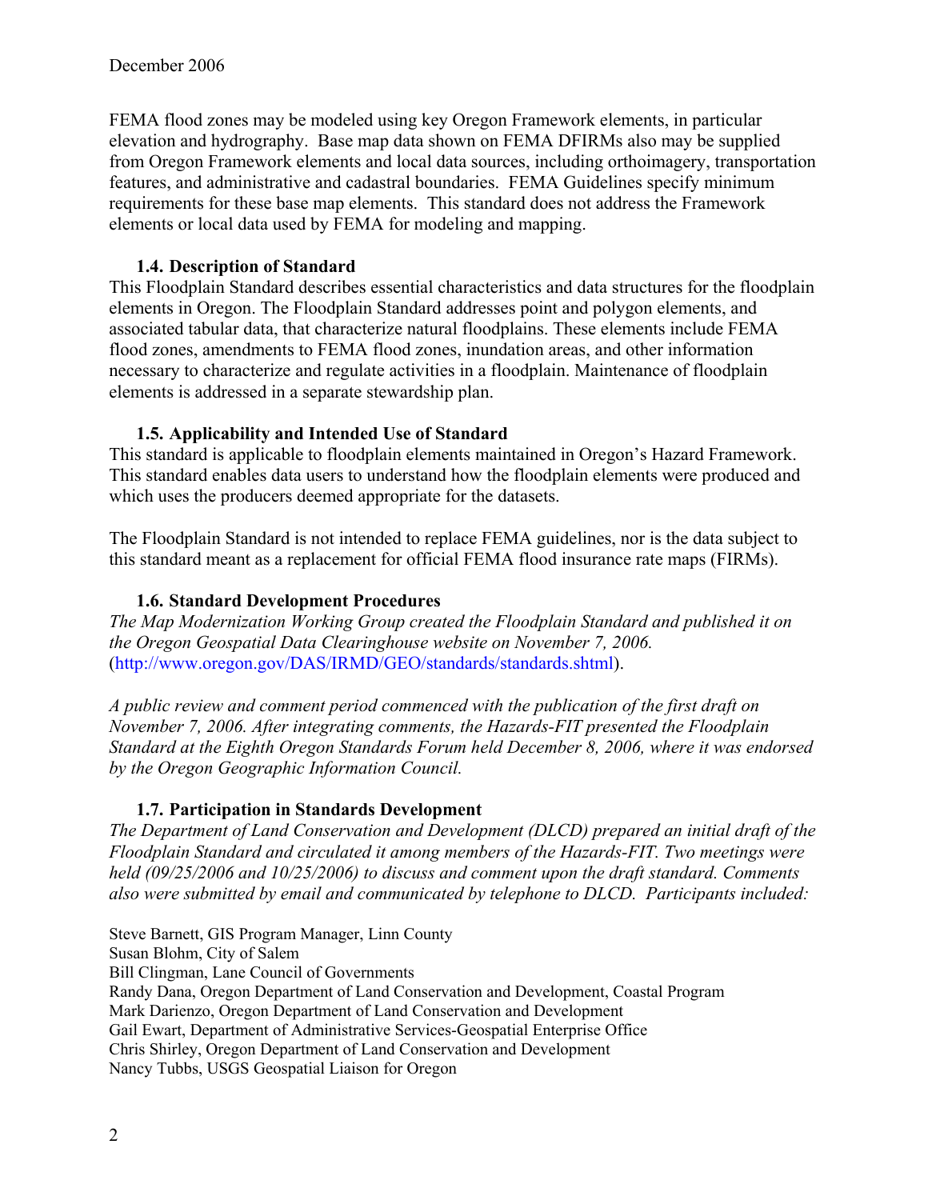FEMA flood zones may be modeled using key Oregon Framework elements, in particular elevation and hydrography. Base map data shown on FEMA DFIRMs also may be supplied from Oregon Framework elements and local data sources, including orthoimagery, transportation features, and administrative and cadastral boundaries. FEMA Guidelines specify minimum requirements for these base map elements. This standard does not address the Framework elements or local data used by FEMA for modeling and mapping.

### 1.4. Description of Standard

This Floodplain Standard describes essential characteristics and data structures for the floodplain elements in Oregon. The Floodplain Standard addresses point and polygon elements, and associated tabular data, that characterize natural floodplains. These elements include FEMA flood zones, amendments to FEMA flood zones, inundation areas, and other information necessary to characterize and regulate activities in a floodplain. Maintenance of floodplain elements is addressed in a separate stewardship plan.

### 1.5. Applicability and Intended Use of Standard

This standard is applicable to floodplain elements maintained in Oregon's Hazard Framework. This standard enables data users to understand how the floodplain elements were produced and which uses the producers deemed appropriate for the datasets.

The Floodplain Standard is not intended to replace FEMA guidelines, nor is the data subject to this standard meant as a replacement for official FEMA flood insurance rate maps (FIRMs).

### 1.6. Standard Development Procedures

*The Map Modernization Working Group created the Floodplain Standard and published it on the Oregon Geospatial Data Clearinghouse website on November 7, 2006.* (http://www.oregon.gov/DAS/IRMD/GEO/standards/standards.shtml).

*A public review and comment period commenced with the publication of the first draft on November 7, 2006. After integrating comments, the Hazards-FIT presented the Floodplain Standard at the Eighth Oregon Standards Forum held December 8, 2006, where it was endorsed by the Oregon Geographic Information Council.*

### 1.7. Participation in Standards Development

*The Department of Land Conservation and Development (DLCD) prepared an initial draft of the Floodplain Standard and circulated it among members of the Hazards-FIT. Two meetings were held (09/25/2006 and 10/25/2006) to discuss and comment upon the draft standard. Comments also were submitted by email and communicated by telephone to DLCD. Participants included:*

Steve Barnett, GIS Program Manager, Linn County
Susan Blohm, City of Salem
Bill Clingman, Lane Council of Governments
Randy Dana, Oregon Department of Land Conservation and Development, Coastal Program
Mark Darienzo, Oregon Department of Land Conservation and Development
Gail Ewart, Department of Administrative Services-Geospatial Enterprise Office
Chris Shirley, Oregon Department of Land Conservation and Development
Nancy Tubbs, USGS Geospatial Liaison for Oregon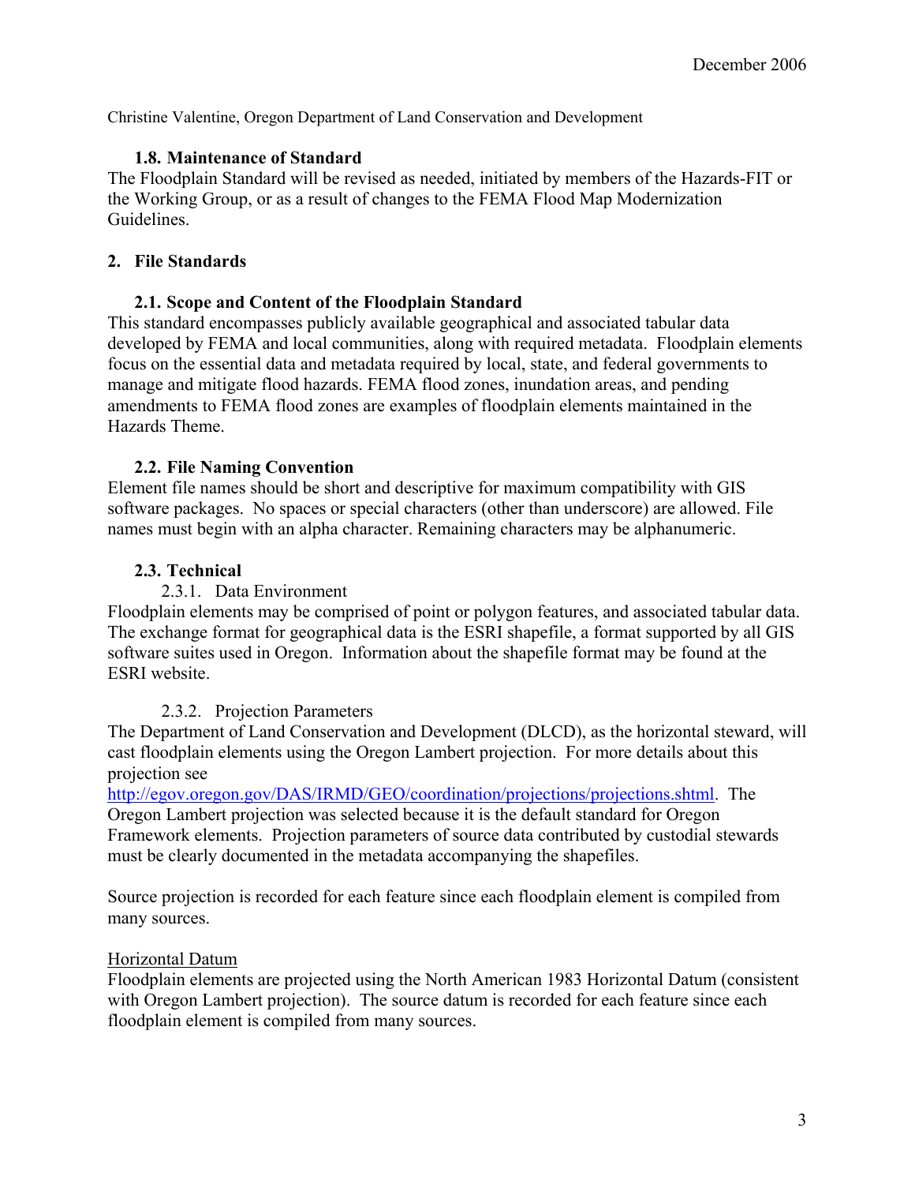Christine Valentine, Oregon Department of Land Conservation and Development

### 1.8. Maintenance of Standard

The Floodplain Standard will be revised as needed, initiated by members of the Hazards-FIT or the Working Group, or as a result of changes to the FEMA Flood Map Modernization Guidelines.

## 2. File Standards

### 2.1. Scope and Content of the Floodplain Standard

This standard encompasses publicly available geographical and associated tabular data developed by FEMA and local communities, along with required metadata. Floodplain elements focus on the essential data and metadata required by local, state, and federal governments to manage and mitigate flood hazards. FEMA flood zones, inundation areas, and pending amendments to FEMA flood zones are examples of floodplain elements maintained in the Hazards Theme.

### 2.2. File Naming Convention

Element file names should be short and descriptive for maximum compatibility with GIS software packages. No spaces or special characters (other than underscore) are allowed. File names must begin with an alpha character. Remaining characters may be alphanumeric.

### 2.3. Technical

#### 2.3.1. Data Environment

Floodplain elements may be comprised of point or polygon features, and associated tabular data. The exchange format for geographical data is the ESRI shapefile, a format supported by all GIS software suites used in Oregon. Information about the shapefile format may be found at the ESRI website.

#### 2.3.2. Projection Parameters

The Department of Land Conservation and Development (DLCD), as the horizontal steward, will cast floodplain elements using the Oregon Lambert projection. For more details about this projection see http://egov.oregon.gov/DAS/IRMD/GEO/coordination/projections/projections.shtml. The Oregon Lambert projection was selected because it is the default standard for Oregon Framework elements. Projection parameters of source data contributed by custodial stewards must be clearly documented in the metadata accompanying the shapefiles.

Source projection is recorded for each feature since each floodplain element is compiled from many sources.

<u>Horizontal Datum</u>

Floodplain elements are projected using the North American 1983 Horizontal Datum (consistent with Oregon Lambert projection). The source datum is recorded for each feature since each floodplain element is compiled from many sources.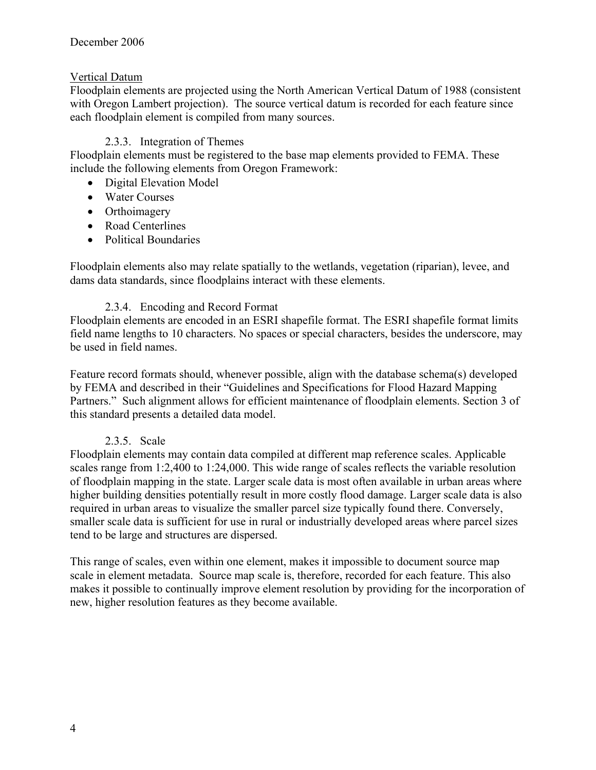Vertical Datum

Floodplain elements are projected using the North American Vertical Datum of 1988 (consistent with Oregon Lambert projection). The source vertical datum is recorded for each feature since each floodplain element is compiled from many sources.

### 2.3.3. Integration of Themes

Floodplain elements must be registered to the base map elements provided to FEMA. These include the following elements from Oregon Framework:

- Digital Elevation Model
- Water Courses
- Orthoimagery
- Road Centerlines
- Political Boundaries

Floodplain elements also may relate spatially to the wetlands, vegetation (riparian), levee, and dams data standards, since floodplains interact with these elements.

### 2.3.4. Encoding and Record Format

Floodplain elements are encoded in an ESRI shapefile format. The ESRI shapefile format limits field name lengths to 10 characters. No spaces or special characters, besides the underscore, may be used in field names.

Feature record formats should, whenever possible, align with the database schema(s) developed by FEMA and described in their "Guidelines and Specifications for Flood Hazard Mapping Partners." Such alignment allows for efficient maintenance of floodplain elements. Section 3 of this standard presents a detailed data model.

### 2.3.5. Scale

Floodplain elements may contain data compiled at different map reference scales. Applicable scales range from 1:2,400 to 1:24,000. This wide range of scales reflects the variable resolution of floodplain mapping in the state. Larger scale data is most often available in urban areas where higher building densities potentially result in more costly flood damage. Larger scale data is also required in urban areas to visualize the smaller parcel size typically found there. Conversely, smaller scale data is sufficient for use in rural or industrially developed areas where parcel sizes tend to be large and structures are dispersed.

This range of scales, even within one element, makes it impossible to document source map scale in element metadata. Source map scale is, therefore, recorded for each feature. This also makes it possible to continually improve element resolution by providing for the incorporation of new, higher resolution features as they become available.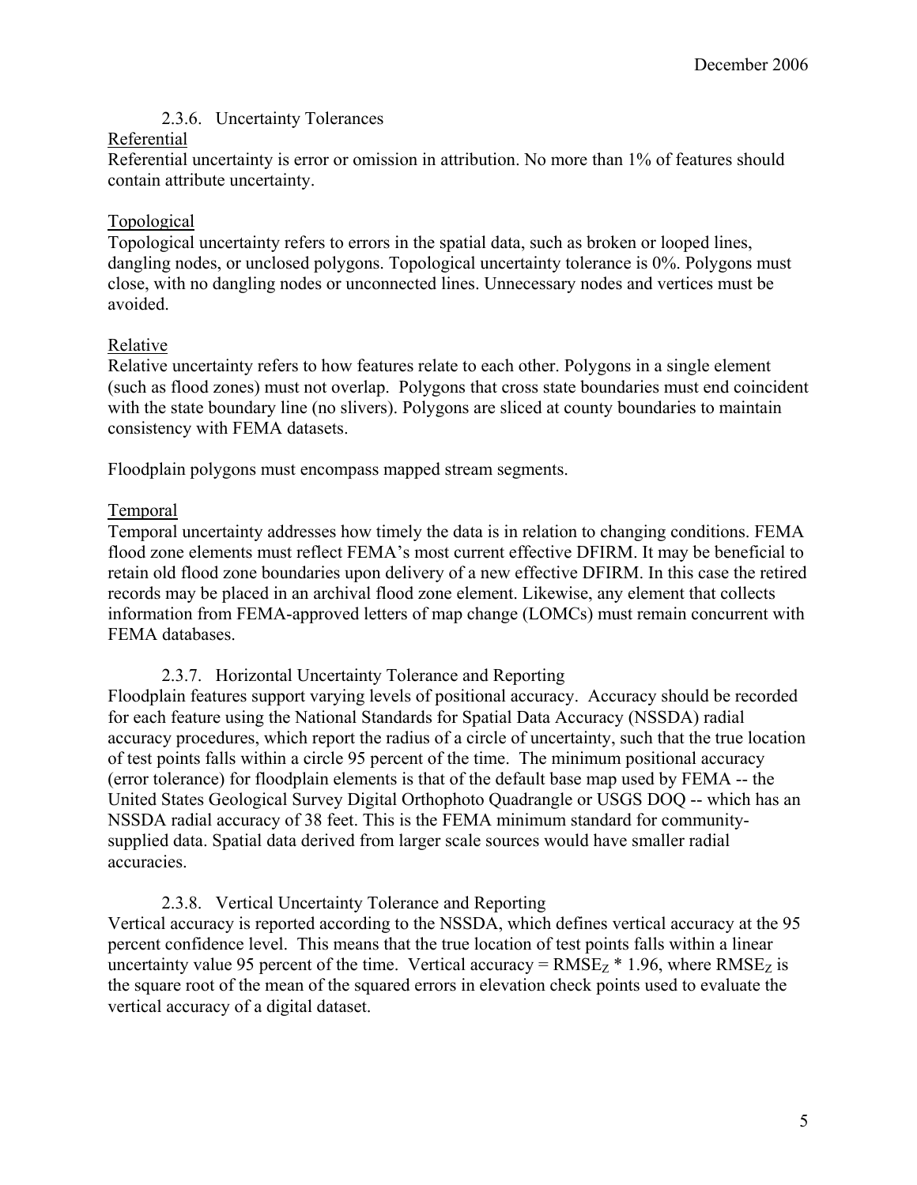### 2.3.6. Uncertainty Tolerances

Referential

Referential uncertainty is error or omission in attribution. No more than 1% of features should contain attribute uncertainty.

Topological

Topological uncertainty refers to errors in the spatial data, such as broken or looped lines, dangling nodes, or unclosed polygons. Topological uncertainty tolerance is 0%. Polygons must close, with no dangling nodes or unconnected lines. Unnecessary nodes and vertices must be avoided.

Relative

Relative uncertainty refers to how features relate to each other. Polygons in a single element (such as flood zones) must not overlap. Polygons that cross state boundaries must end coincident with the state boundary line (no slivers). Polygons are sliced at county boundaries to maintain consistency with FEMA datasets.

Floodplain polygons must encompass mapped stream segments.

Temporal

Temporal uncertainty addresses how timely the data is in relation to changing conditions. FEMA flood zone elements must reflect FEMA's most current effective DFIRM. It may be beneficial to retain old flood zone boundaries upon delivery of a new effective DFIRM. In this case the retired records may be placed in an archival flood zone element. Likewise, any element that collects information from FEMA-approved letters of map change (LOMCs) must remain concurrent with FEMA databases.

### 2.3.7. Horizontal Uncertainty Tolerance and Reporting

Floodplain features support varying levels of positional accuracy. Accuracy should be recorded for each feature using the National Standards for Spatial Data Accuracy (NSSDA) radial accuracy procedures, which report the radius of a circle of uncertainty, such that the true location of test points falls within a circle 95 percent of the time. The minimum positional accuracy (error tolerance) for floodplain elements is that of the default base map used by FEMA -- the United States Geological Survey Digital Orthophoto Quadrangle or USGS DOQ -- which has an NSSDA radial accuracy of 38 feet. This is the FEMA minimum standard for community-supplied data. Spatial data derived from larger scale sources would have smaller radial accuracies.

### 2.3.8. Vertical Uncertainty Tolerance and Reporting

Vertical accuracy is reported according to the NSSDA, which defines vertical accuracy at the 95 percent confidence level. This means that the true location of test points falls within a linear uncertainty value 95 percent of the time. Vertical accuracy = $RMSE_Z * 1.96$, where $RMSE_Z$ is the square root of the mean of the squared errors in elevation check points used to evaluate the vertical accuracy of a digital dataset.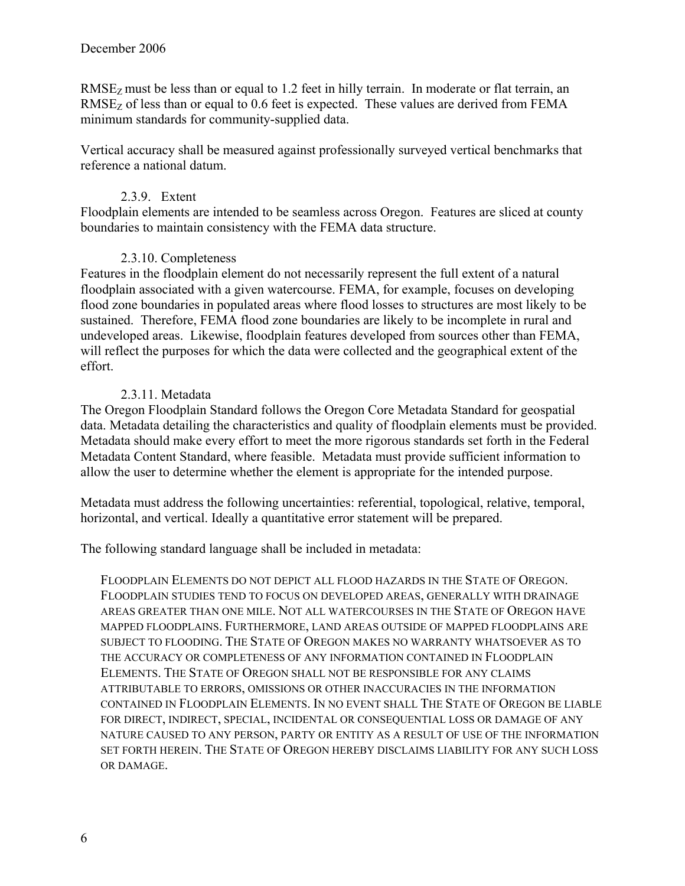$RMSE_Z$ must be less than or equal to 1.2 feet in hilly terrain. In moderate or flat terrain, an $RMSE_Z$ of less than or equal to 0.6 feet is expected. These values are derived from FEMA minimum standards for community-supplied data.

Vertical accuracy shall be measured against professionally surveyed vertical benchmarks that reference a national datum.

### 2.3.9. Extent

Floodplain elements are intended to be seamless across Oregon. Features are sliced at county boundaries to maintain consistency with the FEMA data structure.

### 2.3.10. Completeness

Features in the floodplain element do not necessarily represent the full extent of a natural floodplain associated with a given watercourse. FEMA, for example, focuses on developing flood zone boundaries in populated areas where flood losses to structures are most likely to be sustained. Therefore, FEMA flood zone boundaries are likely to be incomplete in rural and undeveloped areas. Likewise, floodplain features developed from sources other than FEMA, will reflect the purposes for which the data were collected and the geographical extent of the effort.

### 2.3.11. Metadata

The Oregon Floodplain Standard follows the Oregon Core Metadata Standard for geospatial data. Metadata detailing the characteristics and quality of floodplain elements must be provided. Metadata should make every effort to meet the more rigorous standards set forth in the Federal Metadata Content Standard, where feasible. Metadata must provide sufficient information to allow the user to determine whether the element is appropriate for the intended purpose.

Metadata must address the following uncertainties: referential, topological, relative, temporal, horizontal, and vertical. Ideally a quantitative error statement will be prepared.

The following standard language shall be included in metadata:

> FLOODPLAIN ELEMENTS DO NOT DEPICT ALL FLOOD HAZARDS IN THE STATE OF OREGON. FLOODPLAIN STUDIES TEND TO FOCUS ON DEVELOPED AREAS, GENERALLY WITH DRAINAGE AREAS GREATER THAN ONE MILE. NOT ALL WATERCOURSES IN THE STATE OF OREGON HAVE MAPPED FLOODPLAINS. FURTHERMORE, LAND AREAS OUTSIDE OF MAPPED FLOODPLAINS ARE SUBJECT TO FLOODING. THE STATE OF OREGON MAKES NO WARRANTY WHATSOEVER AS TO THE ACCURACY OR COMPLETENESS OF ANY INFORMATION CONTAINED IN FLOODPLAIN ELEMENTS. THE STATE OF OREGON SHALL NOT BE RESPONSIBLE FOR ANY CLAIMS ATTRIBUTABLE TO ERRORS, OMISSIONS OR OTHER INACCURACIES IN THE INFORMATION CONTAINED IN FLOODPLAIN ELEMENTS. IN NO EVENT SHALL THE STATE OF OREGON BE LIABLE FOR DIRECT, INDIRECT, SPECIAL, INCIDENTAL OR CONSEQUENTIAL LOSS OR DAMAGE OF ANY NATURE CAUSED TO ANY PERSON, PARTY OR ENTITY AS A RESULT OF USE OF THE INFORMATION SET FORTH HEREIN. THE STATE OF OREGON HEREBY DISCLAIMS LIABILITY FOR ANY SUCH LOSS OR DAMAGE.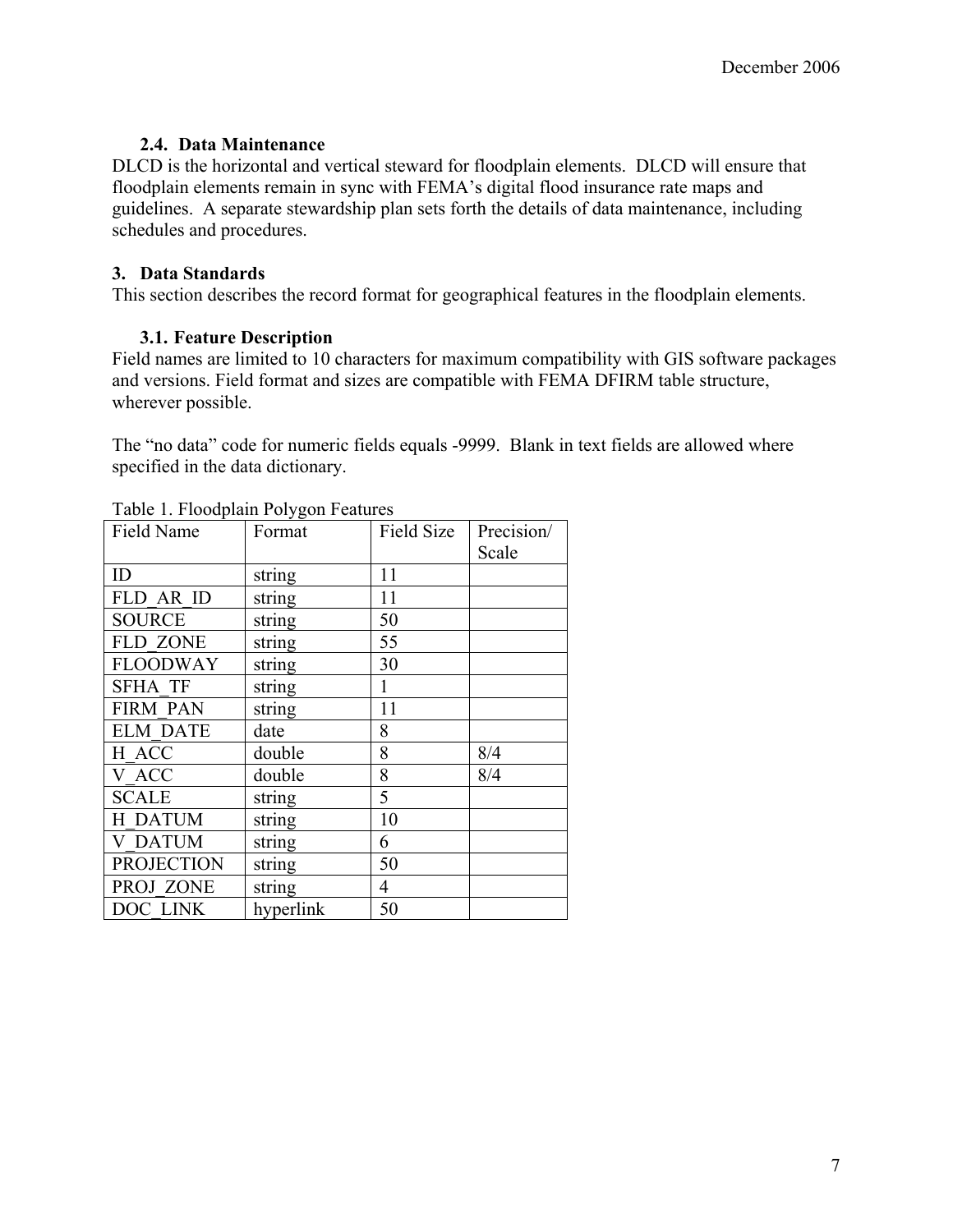### 2.4. Data Maintenance

DLCD is the horizontal and vertical steward for floodplain elements. DLCD will ensure that floodplain elements remain in sync with FEMA's digital flood insurance rate maps and guidelines. A separate stewardship plan sets forth the details of data maintenance, including schedules and procedures.

## 3. Data Standards

This section describes the record format for geographical features in the floodplain elements.

### 3.1. Feature Description

Field names are limited to 10 characters for maximum compatibility with GIS software packages and versions. Field format and sizes are compatible with FEMA DFIRM table structure, wherever possible.

The "no data" code for numeric fields equals -9999. Blank in text fields are allowed where specified in the data dictionary.

Table 1. Floodplain Polygon Features

| Field Name | Format | Field Size | Precision/ Scale |
|---|---|---|---|
| ID | string | 11 | |
| FLD_AR_ID | string | 11 | |
| SOURCE | string | 50 | |
| FLD_ZONE | string | 55 | |
| FLOODWAY | string | 30 | |
| SFHA_TF | string | 1 | |
| FIRM_PAN | string | 11 | |
| ELM_DATE | date | 8 | |
| H_ACC | double | 8 | 8/4 |
| V_ACC | double | 8 | 8/4 |
| SCALE | string | 5 | |
| H_DATUM | string | 10 | |
| V_DATUM | string | 6 | |
| PROJECTION | string | 50 | |
| PROJ_ZONE | string | 4 | |
| DOC_LINK | hyperlink | 50 | |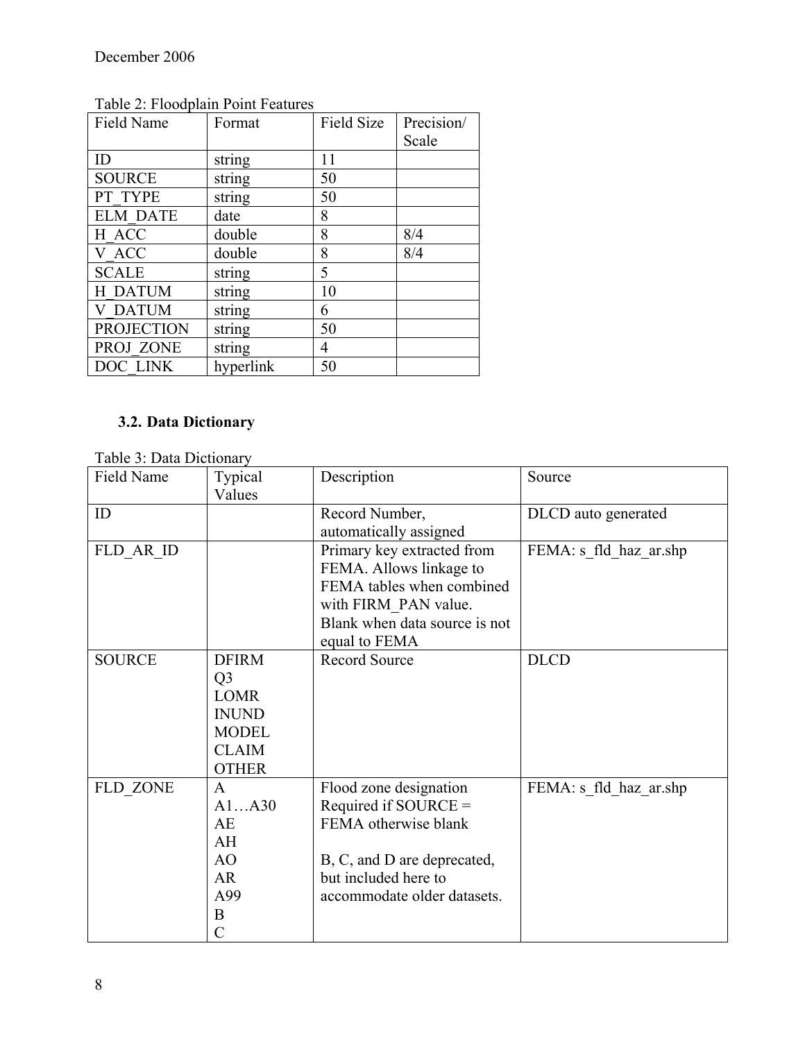Table 2: Floodplain Point Features

| Field Name | Format | Field Size | Precision/ Scale |
|---|---|---|---|
| ID | string | 11 | |
| SOURCE | string | 50 | |
| PT_TYPE | string | 50 | |
| ELM_DATE | date | 8 | |
| H_ACC | double | 8 | 8/4 |
| V_ACC | double | 8 | 8/4 |
| SCALE | string | 5 | |
| H_DATUM | string | 10 | |
| V_DATUM | string | 6 | |
| PROJECTION | string | 50 | |
| PROJ_ZONE | string | 4 | |
| DOC_LINK | hyperlink | 50 | |

### 3.2. Data Dictionary

Table 3: Data Dictionary

| Field Name | Typical Values | Description | Source |
|---|---|---|---|
| ID | | Record Number, automatically assigned | DLCD auto generated |
| FLD_AR_ID | | Primary key extracted from FEMA. Allows linkage to FEMA tables when combined with FIRM_PAN value. Blank when data source is not equal to FEMA | FEMA: s_fld_haz_ar.shp |
| SOURCE | DFIRM<br>Q3<br>LOMR<br>INUND<br>MODEL<br>CLAIM<br>OTHER | Record Source | DLCD |
| FLD_ZONE | A<br>A1…A30<br>AE<br>AH<br>AO<br>AR<br>A99<br>B<br>C | Flood zone designation Required if SOURCE = FEMA otherwise blank<br><br>B, C, and D are deprecated, but included here to accommodate older datasets. | FEMA: s_fld_haz_ar.shp |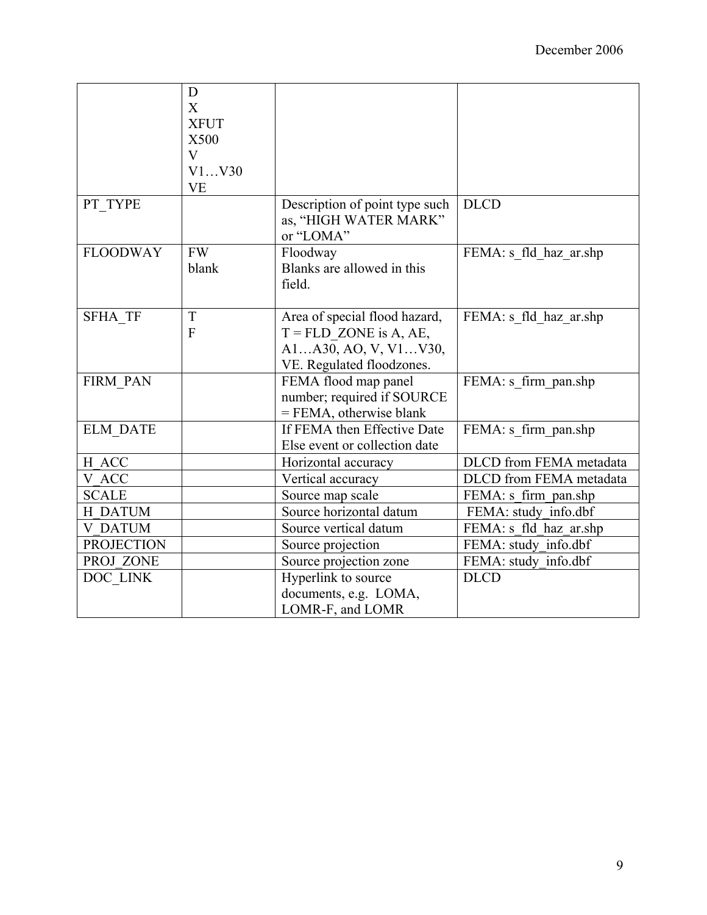| | | | |
|---|---|---|---|
| | D<br>X<br>XFUT<br>X500<br>V<br>V1…V30<br>VE | | |
| PT_TYPE | | Description of point type such as, "HIGH WATER MARK" or "LOMA" | DLCD |
| FLOODWAY | FW<br>blank | Floodway<br>Blanks are allowed in this field. | FEMA: s_fld_haz_ar.shp |
| SFHA_TF | T<br>F | Area of special flood hazard, T = FLD_ZONE is A, AE, A1…A30, AO, V, V1…V30, VE. Regulated floodzones. | FEMA: s_fld_haz_ar.shp |
| FIRM_PAN | | FEMA flood map panel number; required if SOURCE = FEMA, otherwise blank | FEMA: s_firm_pan.shp |
| ELM_DATE | | If FEMA then Effective Date Else event or collection date | FEMA: s_firm_pan.shp |
| H_ACC | | Horizontal accuracy | DLCD from FEMA metadata |
| V_ACC | | Vertical accuracy | DLCD from FEMA metadata |
| SCALE | | Source map scale | FEMA: s_firm_pan.shp |
| H_DATUM | | Source horizontal datum | FEMA: study_info.dbf |
| V_DATUM | | Source vertical datum | FEMA: s_fld_haz_ar.shp |
| PROJECTION | | Source projection | FEMA: study_info.dbf |
| PROJ_ZONE | | Source projection zone | FEMA: study_info.dbf |
| DOC_LINK | | Hyperlink to source documents, e.g. LOMA, LOMR-F, and LOMR | DLCD |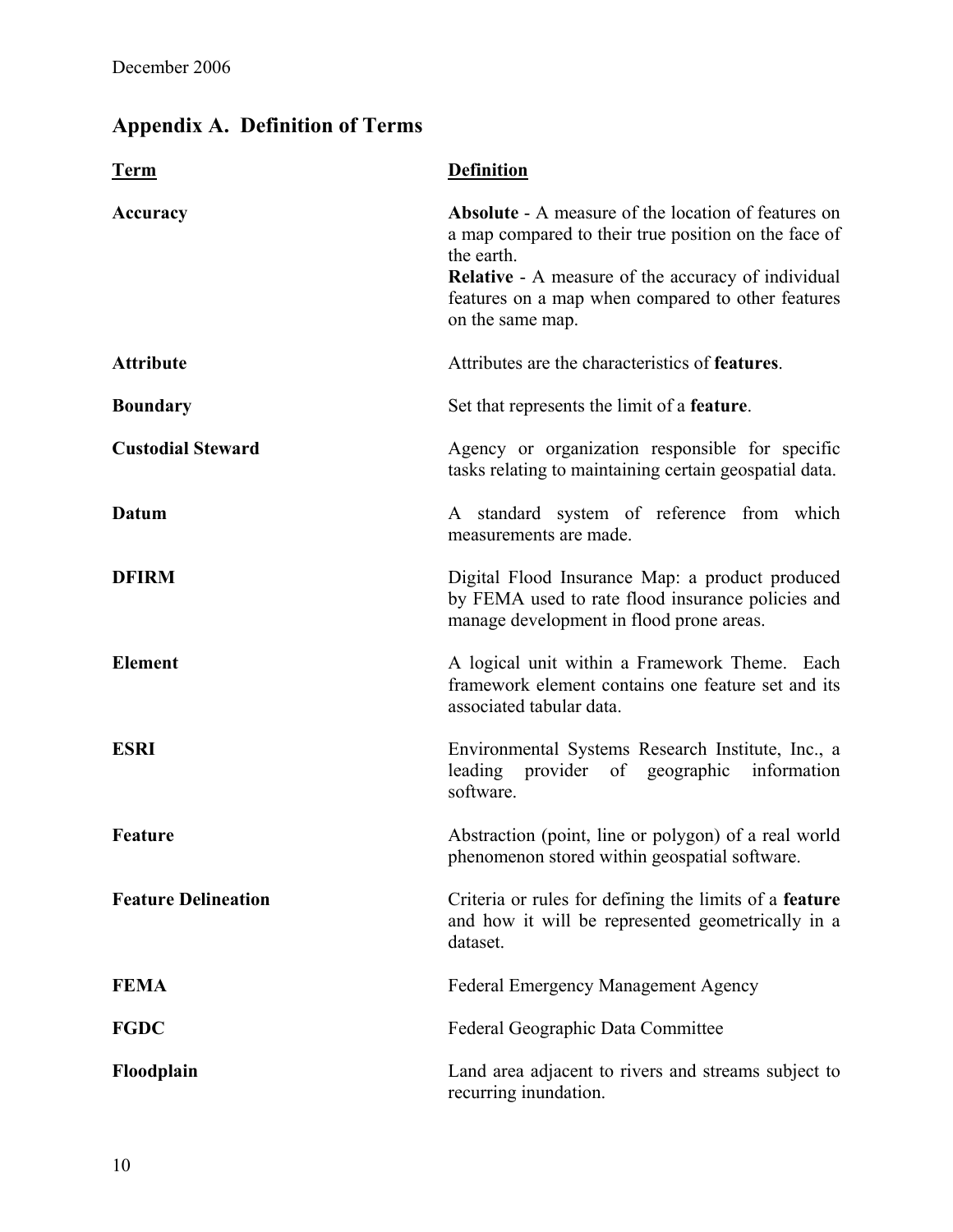## Appendix A. Definition of Terms

| Term | Definition |
| --- | --- |
| **Accuracy** | **Absolute** - A measure of the location of features on a map compared to their true position on the face of the earth.<br>**Relative** - A measure of the accuracy of individual features on a map when compared to other features on the same map. |
| **Attribute** | Attributes are the characteristics of **features**. |
| **Boundary** | Set that represents the limit of a **feature**. |
| **Custodial Steward** | Agency or organization responsible for specific tasks relating to maintaining certain geospatial data. |
| **Datum** | A standard system of reference from which measurements are made. |
| **DFIRM** | Digital Flood Insurance Map: a product produced by FEMA used to rate flood insurance policies and manage development in flood prone areas. |
| **Element** | A logical unit within a Framework Theme. Each framework element contains one feature set and its associated tabular data. |
| **ESRI** | Environmental Systems Research Institute, Inc., a leading provider of geographic information software. |
| **Feature** | Abstraction (point, line or polygon) of a real world phenomenon stored within geospatial software. |
| **Feature Delineation** | Criteria or rules for defining the limits of a **feature** and how it will be represented geometrically in a dataset. |
| **FEMA** | Federal Emergency Management Agency |
| **FGDC** | Federal Geographic Data Committee |
| **Floodplain** | Land area adjacent to rivers and streams subject to recurring inundation. |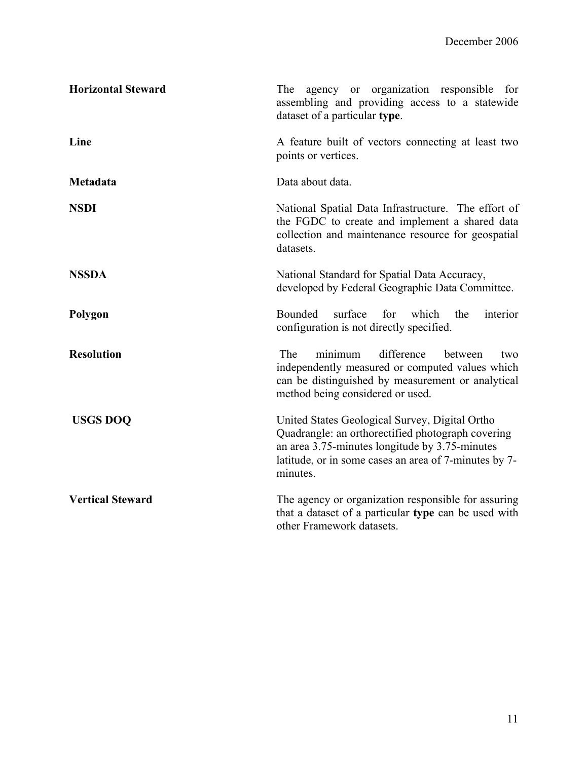**Horizontal Steward** The agency or organization responsible for assembling and providing access to a statewide dataset of a particular **type**.

**Line** A feature built of vectors connecting at least two points or vertices.

**Metadata** Data about data.

**NSDI** National Spatial Data Infrastructure. The effort of the FGDC to create and implement a shared data collection and maintenance resource for geospatial datasets.

**NSSDA** National Standard for Spatial Data Accuracy, developed by Federal Geographic Data Committee.

**Polygon** Bounded surface for which the interior configuration is not directly specified.

**Resolution** The minimum difference between two independently measured or computed values which can be distinguished by measurement or analytical method being considered or used.

**USGS DOQ** United States Geological Survey, Digital Ortho Quadrangle: an orthorectified photograph covering an area 3.75-minutes longitude by 3.75-minutes latitude, or in some cases an area of 7-minutes by 7-minutes.

**Vertical Steward** The agency or organization responsible for assuring that a dataset of a particular **type** can be used with other Framework datasets.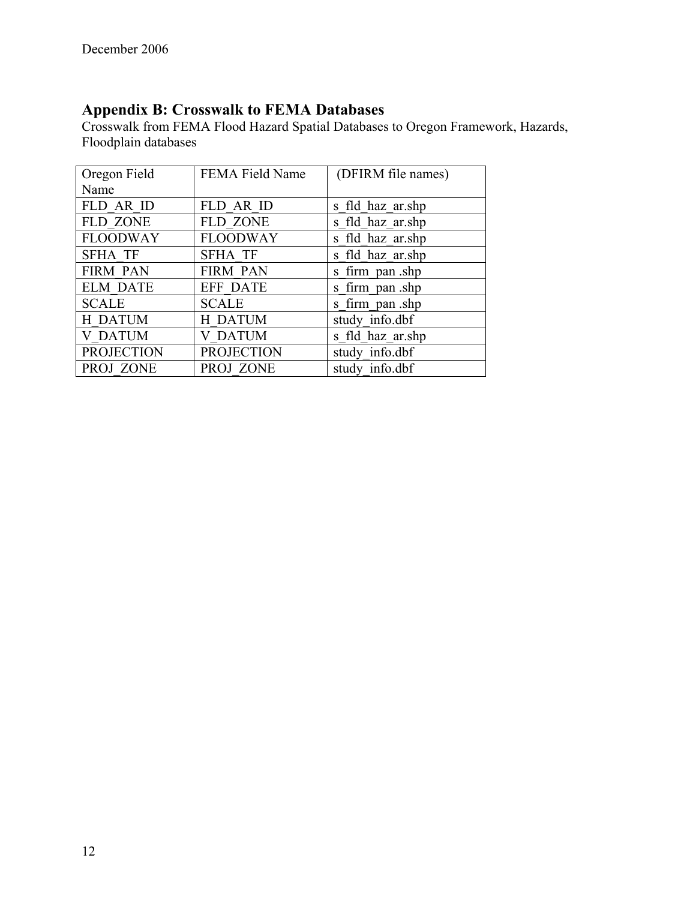## Appendix B: Crosswalk to FEMA Databases

Crosswalk from FEMA Flood Hazard Spatial Databases to Oregon Framework, Hazards, Floodplain databases

| Oregon Field Name | FEMA Field Name | (DFIRM file names) |
|---|---|---|
| FLD_AR_ID | FLD_AR_ID | s_fld_haz_ar.shp |
| FLD_ZONE | FLD_ZONE | s_fld_haz_ar.shp |
| FLOODWAY | FLOODWAY | s_fld_haz_ar.shp |
| SFHA_TF | SFHA_TF | s_fld_haz_ar.shp |
| FIRM_PAN | FIRM_PAN | s_firm_pan .shp |
| ELM_DATE | EFF_DATE | s_firm_pan .shp |
| SCALE | SCALE | s_firm_pan .shp |
| H_DATUM | H_DATUM | study_info.dbf |
| V_DATUM | V_DATUM | s_fld_haz_ar.shp |
| PROJECTION | PROJECTION | study_info.dbf |
| PROJ_ZONE | PROJ_ZONE | study_info.dbf |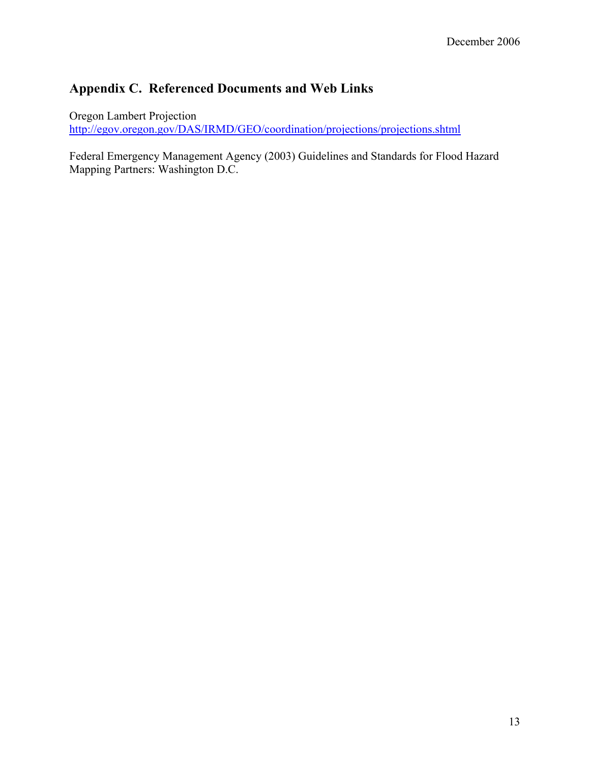## Appendix C. Referenced Documents and Web Links

Oregon Lambert Projection
http://egov.oregon.gov/DAS/IRMD/GEO/coordination/projections/projections.shtml

Federal Emergency Management Agency (2003) Guidelines and Standards for Flood Hazard Mapping Partners: Washington D.C.